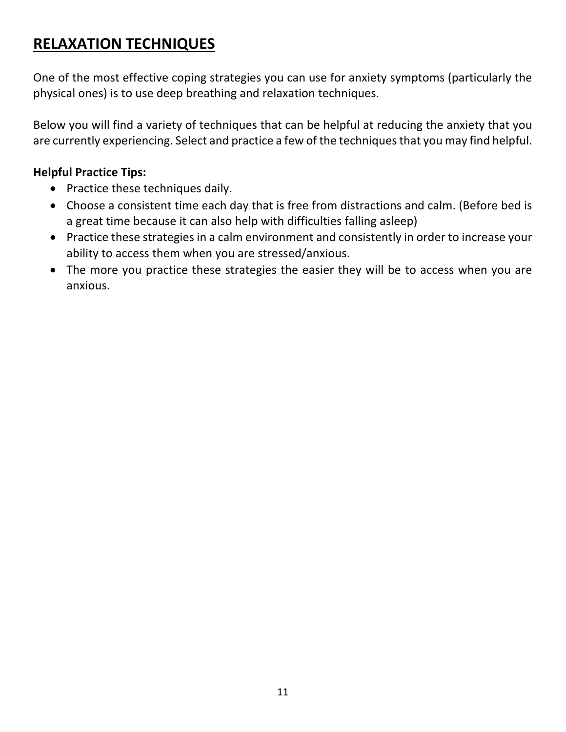# RELAXATION TECHNIQUES

One of the most effective coping strategies you can use for anxiety symptoms (particularly the physical ones) is to use deep breathing and relaxation techniques.

Below you will find a variety of techniques that can be helpful at reducing the anxiety that you are currently experiencing. Select and practice a few of the techniques that you may find helpful.

**Helpful Practice Tips:**

- Practice these techniques daily.
- Choose a consistent time each day that is free from distractions and calm. (Before bed is a great time because it can also help with difficulties falling asleep)
- Practice these strategies in a calm environment and consistently in order to increase your ability to access them when you are stressed/anxious.
- The more you practice these strategies the easier they will be to access when you are anxious.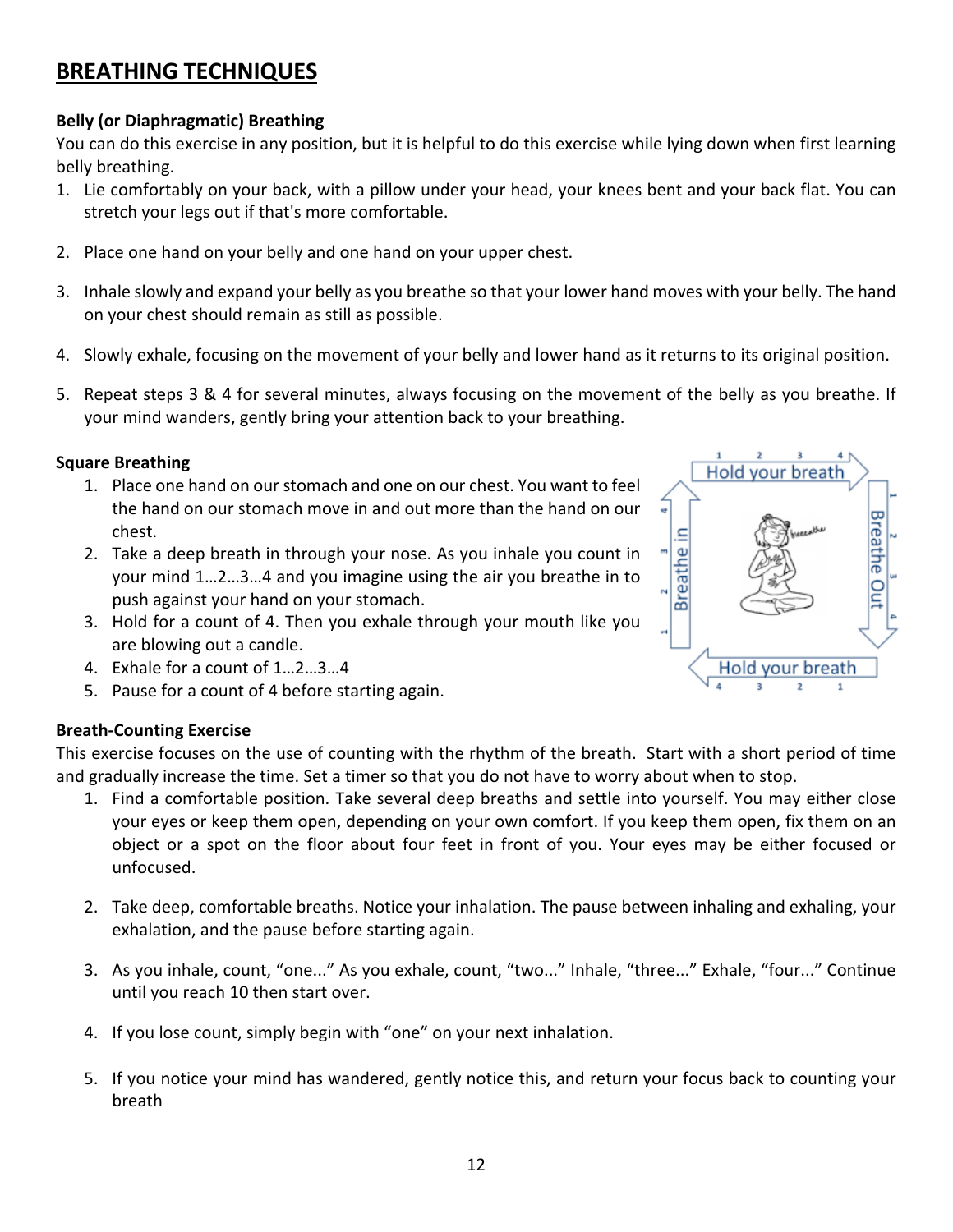## BREATHING TECHNIQUES

**Belly (or Diaphragmatic) Breathing**

You can do this exercise in any position, but it is helpful to do this exercise while lying down when first learning belly breathing.

1. Lie comfortably on your back, with a pillow under your head, your knees bent and your back flat. You can stretch your legs out if that's more comfortable.

2. Place one hand on your belly and one hand on your upper chest.

3. Inhale slowly and expand your belly as you breathe so that your lower hand moves with your belly. The hand on your chest should remain as still as possible.

4. Slowly exhale, focusing on the movement of your belly and lower hand as it returns to its original position.

5. Repeat steps 3 & 4 for several minutes, always focusing on the movement of the belly as you breathe. If your mind wanders, gently bring your attention back to your breathing.

**Square Breathing**

1. Place one hand on our stomach and one on our chest. You want to feel the hand on our stomach move in and out more than the hand on our chest.
2. Take a deep breath in through your nose. As you inhale you count in your mind 1…2…3…4 and you imagine using the air you breathe in to push against your hand on your stomach.
3. Hold for a count of 4. Then you exhale through your mouth like you are blowing out a candle.
4. Exhale for a count of 1…2…3…4
5. Pause for a count of 4 before starting again.

**Breath-Counting Exercise**

This exercise focuses on the use of counting with the rhythm of the breath. Start with a short period of time and gradually increase the time. Set a timer so that you do not have to worry about when to stop.

1. Find a comfortable position. Take several deep breaths and settle into yourself. You may either close your eyes or keep them open, depending on your own comfort. If you keep them open, fix them on an object or a spot on the floor about four feet in front of you. Your eyes may be either focused or unfocused.

2. Take deep, comfortable breaths. Notice your inhalation. The pause between inhaling and exhaling, your exhalation, and the pause before starting again.

3. As you inhale, count, "one..." As you exhale, count, "two..." Inhale, "three..." Exhale, "four..." Continue until you reach 10 then start over.

4. If you lose count, simply begin with "one" on your next inhalation.

5. If you notice your mind has wandered, gently notice this, and return your focus back to counting your breath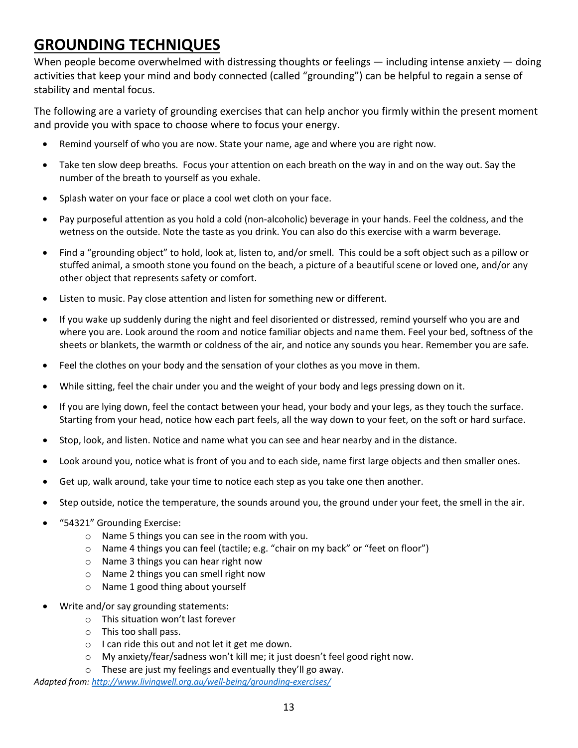# GROUNDING TECHNIQUES

When people become overwhelmed with distressing thoughts or feelings — including intense anxiety — doing activities that keep your mind and body connected (called "grounding") can be helpful to regain a sense of stability and mental focus.

The following are a variety of grounding exercises that can help anchor you firmly within the present moment and provide you with space to choose where to focus your energy.

- Remind yourself of who you are now. State your name, age and where you are right now.
- Take ten slow deep breaths. Focus your attention on each breath on the way in and on the way out. Say the number of the breath to yourself as you exhale.
- Splash water on your face or place a cool wet cloth on your face.
- Pay purposeful attention as you hold a cold (non-alcoholic) beverage in your hands. Feel the coldness, and the wetness on the outside. Note the taste as you drink. You can also do this exercise with a warm beverage.
- Find a "grounding object" to hold, look at, listen to, and/or smell. This could be a soft object such as a pillow or stuffed animal, a smooth stone you found on the beach, a picture of a beautiful scene or loved one, and/or any other object that represents safety or comfort.
- Listen to music. Pay close attention and listen for something new or different.
- If you wake up suddenly during the night and feel disoriented or distressed, remind yourself who you are and where you are. Look around the room and notice familiar objects and name them. Feel your bed, softness of the sheets or blankets, the warmth or coldness of the air, and notice any sounds you hear. Remember you are safe.
- Feel the clothes on your body and the sensation of your clothes as you move in them.
- While sitting, feel the chair under you and the weight of your body and legs pressing down on it.
- If you are lying down, feel the contact between your head, your body and your legs, as they touch the surface. Starting from your head, notice how each part feels, all the way down to your feet, on the soft or hard surface.
- Stop, look, and listen. Notice and name what you can see and hear nearby and in the distance.
- Look around you, notice what is front of you and to each side, name first large objects and then smaller ones.
- Get up, walk around, take your time to notice each step as you take one then another.
- Step outside, notice the temperature, the sounds around you, the ground under your feet, the smell in the air.
- "54321" Grounding Exercise:
  - Name 5 things you can see in the room with you.
  - Name 4 things you can feel (tactile; e.g. "chair on my back" or "feet on floor")
  - Name 3 things you can hear right now
  - Name 2 things you can smell right now
  - Name 1 good thing about yourself
- Write and/or say grounding statements:
  - This situation won't last forever
  - This too shall pass.
  - I can ride this out and not let it get me down.
  - My anxiety/fear/sadness won't kill me; it just doesn't feel good right now.
  - These are just my feelings and eventually they'll go away.

*Adapted from: [http://www.livingwell.org.au/well-being/grounding-exercises/](http://www.livingwell.org.au/well-being/grounding-exercises/)*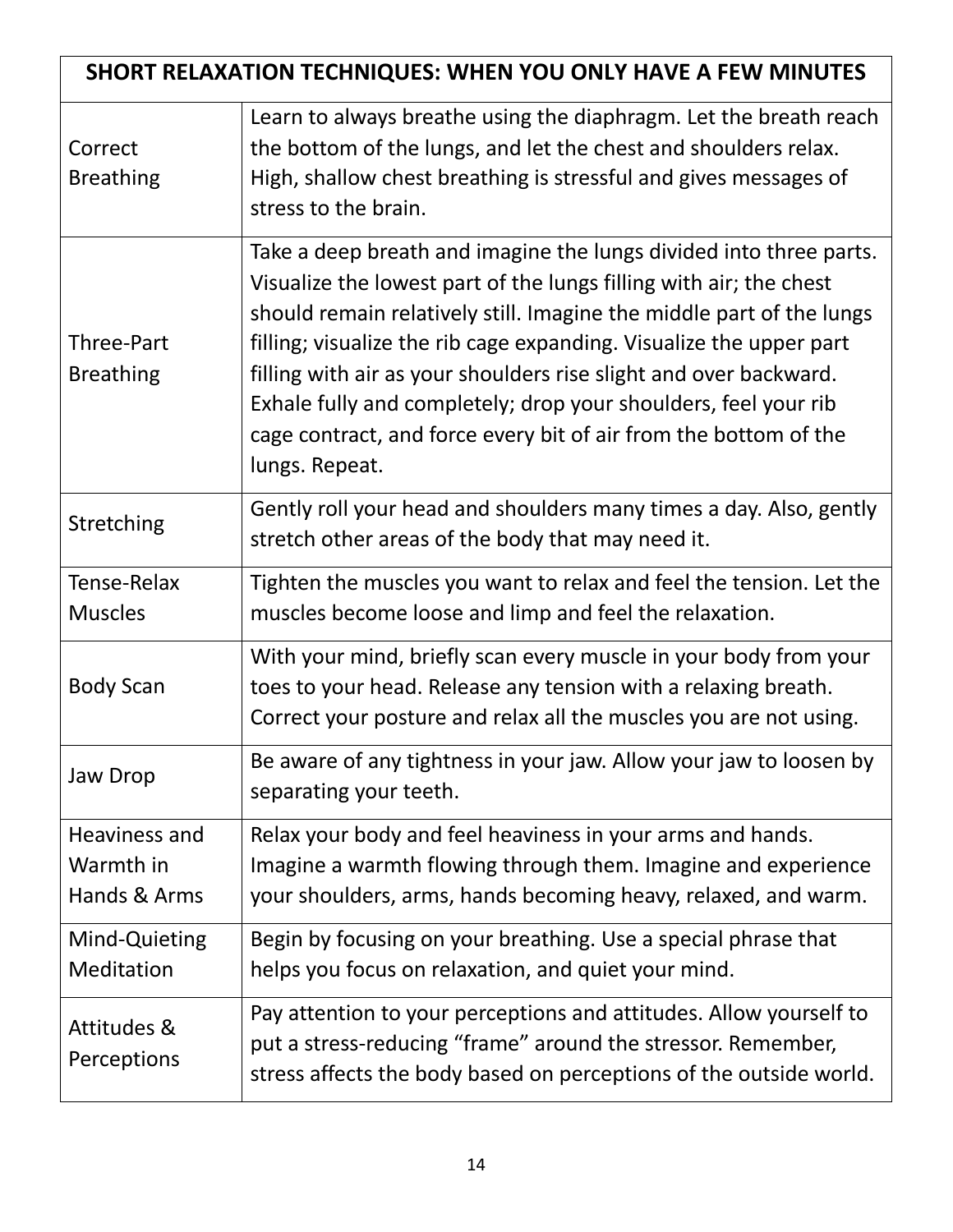| SHORT RELAXATION TECHNIQUES: WHEN YOU ONLY HAVE A FEW MINUTES | |
|---|---|
| Correct Breathing | Learn to always breathe using the diaphragm. Let the breath reach the bottom of the lungs, and let the chest and shoulders relax. High, shallow chest breathing is stressful and gives messages of stress to the brain. |
| Three-Part Breathing | Take a deep breath and imagine the lungs divided into three parts. Visualize the lowest part of the lungs filling with air; the chest should remain relatively still. Imagine the middle part of the lungs filling; visualize the rib cage expanding. Visualize the upper part filling with air as your shoulders rise slight and over backward. Exhale fully and completely; drop your shoulders, feel your rib cage contract, and force every bit of air from the bottom of the lungs. Repeat. |
| Stretching | Gently roll your head and shoulders many times a day. Also, gently stretch other areas of the body that may need it. |
| Tense-Relax Muscles | Tighten the muscles you want to relax and feel the tension. Let the muscles become loose and limp and feel the relaxation. |
| Body Scan | With your mind, briefly scan every muscle in your body from your toes to your head. Release any tension with a relaxing breath. Correct your posture and relax all the muscles you are not using. |
| Jaw Drop | Be aware of any tightness in your jaw. Allow your jaw to loosen by separating your teeth. |
| Heaviness and Warmth in Hands & Arms | Relax your body and feel heaviness in your arms and hands. Imagine a warmth flowing through them. Imagine and experience your shoulders, arms, hands becoming heavy, relaxed, and warm. |
| Mind-Quieting Meditation | Begin by focusing on your breathing. Use a special phrase that helps you focus on relaxation, and quiet your mind. |
| Attitudes & Perceptions | Pay attention to your perceptions and attitudes. Allow yourself to put a stress-reducing "frame" around the stressor. Remember, stress affects the body based on perceptions of the outside world. |